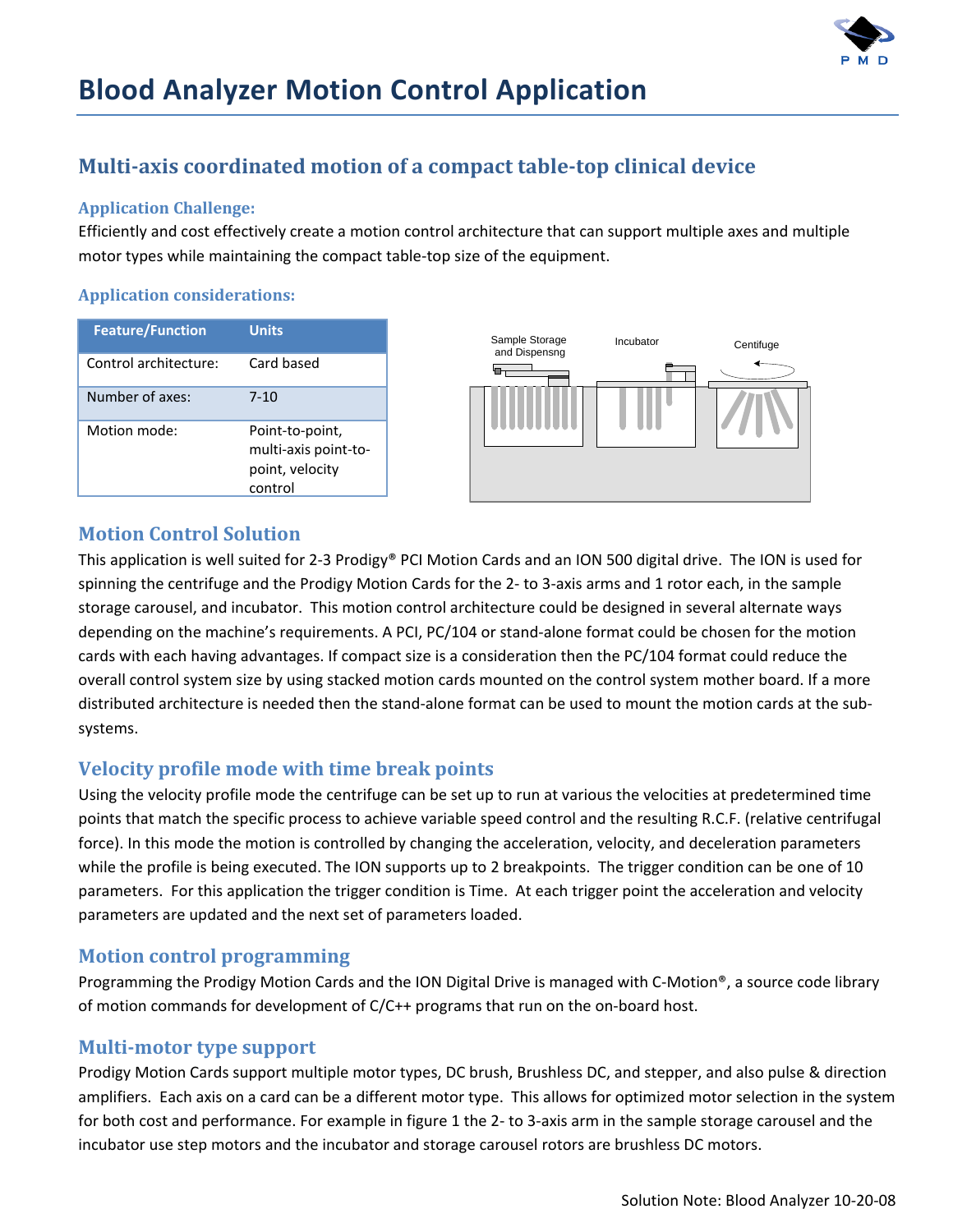# Blood Analyzer Motion Control Application

## Multi-axis coordinated motion of a compact table-top clinical device

### Application Challenge:

Efficiently and cost effectively create a motion control architecture that can support multiple axes and multiple motor types while maintaining the compact table-top size of the equipment.

### Application considerations:

| Feature/Function | Units |
|---|---|
| Control architecture: | Card based |
| Number of axes: | 7-10 |
| Motion mode: | Point-to-point, multi-axis point-to-point, velocity control |

Sample Storage and Dispensng    Incubator    Centifuge

## Motion Control Solution

This application is well suited for 2-3 Prodigy® PCI Motion Cards and an ION 500 digital drive. The ION is used for spinning the centrifuge and the Prodigy Motion Cards for the 2- to 3-axis arms and 1 rotor each, in the sample storage carousel, and incubator. This motion control architecture could be designed in several alternate ways depending on the machine's requirements. A PCI, PC/104 or stand-alone format could be chosen for the motion cards with each having advantages. If compact size is a consideration then the PC/104 format could reduce the overall control system size by using stacked motion cards mounted on the control system mother board. If a more distributed architecture is needed then the stand-alone format can be used to mount the motion cards at the sub-systems.

## Velocity profile mode with time break points

Using the velocity profile mode the centrifuge can be set up to run at various the velocities at predetermined time points that match the specific process to achieve variable speed control and the resulting R.C.F. (relative centrifugal force). In this mode the motion is controlled by changing the acceleration, velocity, and deceleration parameters while the profile is being executed. The ION supports up to 2 breakpoints. The trigger condition can be one of 10 parameters. For this application the trigger condition is Time. At each trigger point the acceleration and velocity parameters are updated and the next set of parameters loaded.

## Motion control programming

Programming the Prodigy Motion Cards and the ION Digital Drive is managed with C-Motion®, a source code library of motion commands for development of C/C++ programs that run on the on-board host.

## Multi-motor type support

Prodigy Motion Cards support multiple motor types, DC brush, Brushless DC, and stepper, and also pulse & direction amplifiers. Each axis on a card can be a different motor type. This allows for optimized motor selection in the system for both cost and performance. For example in figure 1 the 2- to 3-axis arm in the sample storage carousel and the incubator use step motors and the incubator and storage carousel rotors are brushless DC motors.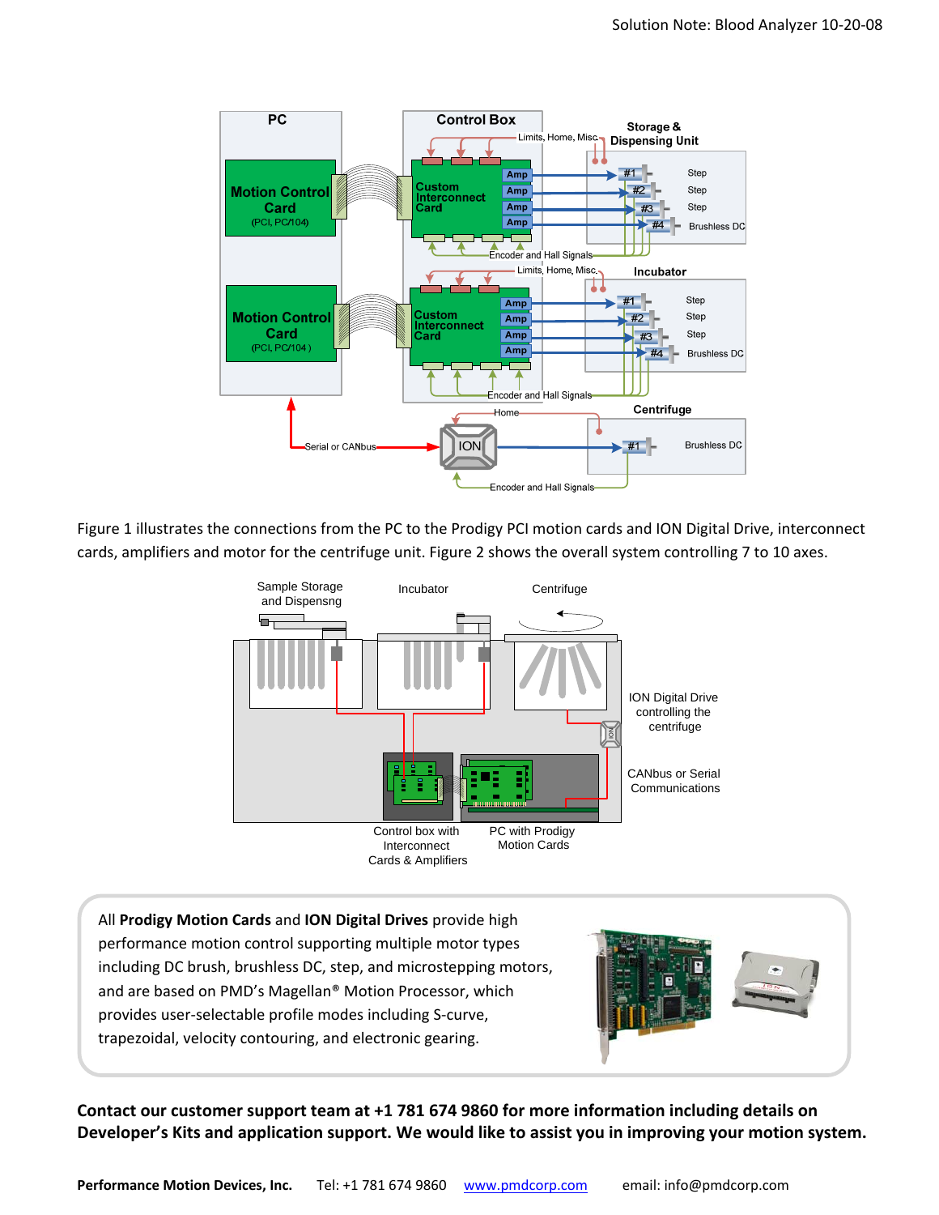PC

Motion Control Card
(PCI, PC/104)

Motion Control Card
(PCI, PC/104)

Control Box

Limits, Home, Misc.

Custom Interconnect Card

Amp
Amp
Amp
Amp

Encoder and Hall Signals

Limits, Home, Misc.

Custom Interconnect Card

Amp
Amp
Amp
Amp

Encoder and Hall Signals

Storage & Dispensing Unit

#1 Step
#2 Step
#3 Step
#4 Brushless DC

Incubator

#1 Step
#2 Step
#3 Step
#4 Brushless DC

Centrifuge

Home

#1 Brushless DC

Serial or CANbus

ION

Encoder and Hall Signals

Figure 1 illustrates the connections from the PC to the Prodigy PCI motion cards and ION Digital Drive, interconnect cards, amplifiers and motor for the centrifuge unit. Figure 2 shows the overall system controlling 7 to 10 axes.

Sample Storage and Dispensng

Incubator

Centrifuge

ION Digital Drive controlling the centrifuge

CANbus or Serial Communications

Control box with Interconnect Cards & Amplifiers

PC with Prodigy Motion Cards

All **Prodigy Motion Cards** and **ION Digital Drives** provide high performance motion control supporting multiple motor types including DC brush, brushless DC, step, and microstepping motors, and are based on PMD's Magellan® Motion Processor, which provides user-selectable profile modes including S-curve, trapezoidal, velocity contouring, and electronic gearing.

**Contact our customer support team at +1 781 674 9860 for more information including details on Developer's Kits and application support. We would like to assist you in improving your motion system.**

**Performance Motion Devices, Inc.** Tel: +1 781 674 9860 www.pmdcorp.com email: info@pmdcorp.com